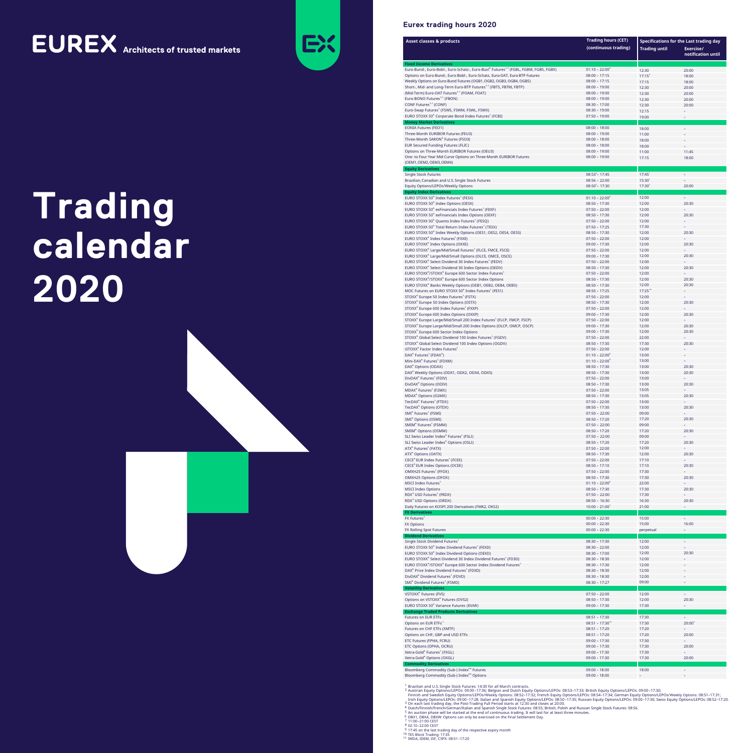# EUREX Architects of trusted markets

# Trading calendar 2020

## Eurex trading hours 2020

| Asset classes & products | Trading hours (CET) (continuous trading) | Specifications for the Last trading day | |
|---|---|---|---|
| | | Trading until | Exercise/ notification until |
| **Fixed Income Derivatives** | | | |
| Euro-Bund-, Euro-Bobl-, Euro-Schatz-, Euro-Buxl® Futures[3,5] (FGBL, FGBM, FGBS, FGBX) | 01:10 – 22:00[8] | 12:30 | 20:00 |
| Options on Euro-Bund-, Euro-Bobl-, Euro-Schatz, Euro-OAT, Euro-BTP Futures | 08:00 – 17:15 | 17:15[9] | 18:00 |
| Weekly Options on Euro-Bund Futures (OGB1, OGB2, OGB3, OGB4, OGB5) | 08:00 – 17:15 | 17:15 | 18:00 |
| Short-, Mid- and Long-Term Euro-BTP Futures[3,5] (FBTS, FBTM, FBTP) | 08:00 – 19:00 | 12:30 | 20:00 |
| (Mid-Term) Euro-OAT Futures[3,5] (FOAM, FOAT) | 08:00 – 19:00 | 12:30 | 20:00 |
| Euro-BONO Futures[3,5] (FBON) | 08:00 – 19:00 | 12:30 | 20:00 |
| CONF Futures[3,5] (CONF) | 08:30 – 17:00 | 12:30 | 20:00 |
| Euro-Swap Futures[5] (FSWS, FSWM, FSWL, FSWX) | 08:30 – 19:00 | 12:15 | – |
| EURO STOXX 50® Corporate Bond Index Futures[5] (FCBI) | 07:50 – 19:00 | 19:00 | – |
| **Money Market Derivatives** | | | |
| EONIA Futures (FEO1) | 08:00 – 18:00 | 18:00 | – |
| Three-Month EURIBOR Futures (FEU3) | 08:00 – 19:00 | 11:00 | – |
| Three-Month SARON® Futures (FSO3) | 08:00 – 18:00 | 18:00 | – |
| EUR Secured Funding Futures (FLIC) | 08:00 – 18:00 | 18:00 | – |
| Options on Three-Month EURIBOR Futures (OEU3) | 08:00 – 19:00 | 11:00 | 11:45 |
| One- to Four Year Mid Curve Options on Three-Month EURIBOR Futures (OEM1, OEM2, OEM3, OEM4) | 08:00 – 19:00 | 17:15 | 18:00 |
| **Equity Derivatives** | | | |
| Single Stock Futures | 08:53[4] – 17:45 | 17:45[1] | – |
| Brazilian, Canadian and U.S. Single Stock Futures | 08:56 – 22:00 | 15:30[1] | – |
| Equity Options/LEPOs/Weekly Options | 08:50[2] – 17:30 | 17:30[2] | 20:00 |
| **Equity Index Derivatives** | | | |
| EURO STOXX 50® Index Futures[5] (FESX) | 01:10 – 22:00[8] | 12:00 | – |
| EURO STOXX 50® Index Options (OESX) | 08:50 – 17:30 | 12:00 | 20:30 |
| EURO STOXX 50® exFinancials Index Futures[5] (FEXF) | 07:50 – 22:00 | 12:00 | – |
| EURO STOXX 50® exFinancials Index Options (OEXF) | 08:50 – 17:30 | 12:00 | 20:30 |
| EURO STOXX 50® Quanto Index Futures[5] (FESQ) | 07:50 – 22:00 | 12:00 | – |
| EURO STOXX 50® Total Return Index Futures[5] (TESX) | 07:50 – 17:25 | 17:30 | – |
| EURO STOXX 50® Index Weekly Options (OES1, OES2, OES4, OES5) | 08:50 – 17:30 | 12:00 | 20:30 |
| EURO STOXX® Index Futures[5] (FXXE) | 07:50 – 22:00 | 12:00 | – |
| EURO STOXX® Index Options (OXXE) | 09:00 – 17:30 | 12:00 | 20:30 |
| EURO STOXX® Large/Mid/Small Futures[5] (FLCE, FMCE, FSCE) | 07:50 – 22:00 | 12:00 | – |
| EURO STOXX® Large/Mid/Small Options (OLCE, OMCE, OSCE) | 09:00 – 17:30 | 12:00 | 20:30 |
| EURO STOXX® Select Dividend 30 Index Futures[5] (FEDV) | 07:50 – 22:00 | 12:00 | – |
| EURO STOXX® Select Dividend 30 Index Options (OEDV) | 08:50 – 17:30 | 12:00 | 20:30 |
| EURO STOXX®/STOXX® Europe 600 Sector Index Futures[5] | 07:50 – 22:00 | 12:00 | – |
| EURO STOXX®/STOXX® Europe 600 Sector Index Options | 08:50 – 17:30 | 12:00 | 20:30 |
| EURO STOXX® Banks Weekly Options (OEB1, OEB2, OEB4, OEB5) | 08:50 – 17:30 | 12:00 | 20:30 |
| MOC Futures on EURO STOXX 50® Index Futures[5] (FES1) | 08:50 – 17:25 | 17:25[10] | – |
| STOXX® Europe 50 Index Futures[5] (FSTX) | 07:50 – 22:00 | 12:00 | – |
| STOXX® Europe 50 Index Options (OSTX) | 08:50 – 17:30 | 12:00 | 20:30 |
| STOXX® Europe 600 Index Futures[5] (FXXP) | 07:50 – 22:00 | 12:00 | – |
| STOXX® Europe 600 Index Options (OXXP) | 09:00 – 17:30 | 12:00 | 20:30 |
| STOXX® Europe Large/Mid/Small 200 Index Futures[5] (FLCP, FMCP, FSCP) | 07:50 – 22:00 | 12:00 | – |
| STOXX® Europe Large/Mid/Small 200 Index Options (OLCP, OMCP, OSCP) | 09:00 – 17:30 | 12:00 | 20:30 |
| STOXX® Europe 600 Sector Index Options | 09:00 – 17:30 | 12:00 | 20:30 |
| STOXX® Global Select Dividend 100 Index Futures[5] (FGDV) | 07:50 – 22:00 | 22:00 | – |
| STOXX® Global Select Dividend 100 Index Options (OGDV) | 08:50 – 17:30 | 17:30 | 20:30 |
| iSTOXX® Factor Index Futures[5] | 07:50 – 22:00 | 12:00 | – |
| DAX® Futures[5] (FDAX®) | 01:10 – 22:00[8] | 13:00 | – |
| Mini-DAX® Futures[5] (FDXM) | 01:10 – 22:00[8] | 13:00 | – |
| DAX® Options (ODAX) | 08:50 – 17:30 | 13:00 | 20:30 |
| DAX® Weekly Options (ODX1, ODX2, ODX4, ODX5) | 08:50 – 17:30 | 13:00 | 20:30 |
| DivDAX® Futures[5] (FDIV) | 07:50 – 22:00 | 13:00 | – |
| DivDAX® Options (ODIV) | 08:50 – 17:30 | 13:00 | 20:30 |
| MDAX® Futures[5] (F2MX) | 07:50 – 22:00 | 13:05 | – |
| MDAX® Options (O2MX) | 08:50 – 17:30 | 13:05 | 20:30 |
| TecDAX® Futures[5] (FTDX) | 07:50 – 22:00 | 13:00 | – |
| TecDAX® Options (OTDX) | 08:50 – 17:30 | 13:00 | 20:30 |
| SMI® Futures[5] (FSMI) | 07:50 – 22:00 | 09:00 | – |
| SMI® Options (OSMI) | 08:50 – 17:20 | 17:20 | 20:30 |
| SMIM® Futures[5] (FSMM) | 07:50 – 22:00 | 09:00 | – |
| SMIM® Options (OSMM) | 08:50 – 17:20 | 17:20 | 20:30 |
| SLI Swiss Leader Index® Futures[5] (FSLI) | 07:50 – 22:00 | 09:00 | – |
| SLI Swiss Leader Index® Options (OSLI) | 08:50 – 17:20 | 17:20 | 20:30 |
| ATX® Futures[5] (FATX) | 07:50 – 22:00 | 12:00 | – |
| ATX® Options (OATX) | 08:50 – 17:30 | 12:00 | 20:30 |
| CECE® EUR Index Futures[5] (FCEE) | 07:50 – 22:00 | 17:10 | – |
| CECE® EUR Index Options (OCEE) | 08:50 – 17:10 | 17:10 | 20:30 |
| OMXH25 Futures[5] (FFOX) | 07:50 – 22:00 | 17:30 | – |
| OMXH25 Options (OFOX) | 08:50 – 17:30 | 17:30 | 20:30 |
| MSCI Index Futures[5] | 01:10 – 22:00[8] | 22:00 | – |
| MSCI Index Options | 08:50 – 17:30 | 17:30 | 20:30 |
| RDX® USD Futures[5] (FRDX) | 07:50 – 22:00 | 17:30 | – |
| RDX® USD Options (ORDX) | 08:50 – 16:30 | 16:30 | 20:30 |
| Daily Futures on KOSPI 200 Derivatives (FMK2, OKS2) | 10:00 – 21:00[7] | 21:00 | – |
| **FX Derivatives** | | | |
| FX Futures[5] | 00:00 – 22:30 | 15:00 | – |
| FX Options | 00:00 – 22:30 | 15:00 | 16:00 |
| FX Rolling Spot Futures | 00:00 – 22:30 | perpetual | – |
| **Dividend Derivatives** | | | |
| Single Stock Dividend Futures[5] | 08:30 – 17:30 | 12:00 | – |
| EURO STOXX 50® Index Dividend Futures[5] (FEXD) | 08:30 – 22:00 | 12:00 | – |
| EURO STOXX 50® Index Dividend Options (OEXD) | 08:30 – 17:00 | 12:00 | 20:30 |
| EURO STOXX® Select Dividend 30 Index Dividend Futures[5] (FD3D) | 08:30 – 18:30 | 12:00 | – |
| EURO STOXX®/STOXX® Europe 600 Sector Index Dividend Futures[5] | 08:30 – 17:30 | 12:00 | – |
| DAX® Price Index Dividend Futures[5] (FDXD) | 08:30 – 18:30 | 12:00 | – |
| DivDAX® Dividend Futures[5] (FDVD) | 08:30 – 18:30 | 12:00 | – |
| SMI® Dividend Futures[5] (FSMD) | 08:30 – 17:27 | 09:00 | – |
| **Volatility Derivatives** | | | |
| VSTOXX® Futures (FVS) | 07:50 – 22:00 | 12:00 | – |
| Options on VSTOXX® Futures (OVS2) | 08:50 – 17:30 | 12:00 | 20:30 |
| EURO STOXX 50® Variance Futures (EVAR) | 09:00 – 17:30 | 17:30 | – |
| **Exchange Traded Products Derivatives** | | | |
| Futures on EUR ETFs | 08:51 – 17:30 | 17:30 | – |
| Options on EUR ETFs[11] | 08:51 – 17:30[11] | 17:30 | 20:00[6] |
| Futures on CHF ETFs (XMTF) | 08:51 – 17:20 | 17:20 | – |
| Options on CHF, GBP and USD ETFs | 08:51 – 17:20 | 17:20 | 20:00 |
| ETC Futures (FPHA, FCRU) | 09:00 – 17:30 | 17:30 | – |
| ETC Options (OPHA, OCRU) | 09:00 – 17:30 | 17:30 | 20:00 |
| Xetra-Gold® Futures[5] (FXGL) | 09:00 – 17:30 | 17:30 | – |
| Xetra-Gold® Options (OXGL) | 09:00 – 17:30 | 17:30 | 20:00 |
| **Commodity Derivatives** | | | |
| Bloomberg Commodity (Sub-) Index℠ Futures | 09:00 – 18:00 | 18:00 | – |
| Bloomberg Commodity (Sub-) Index℠ Options | 09:00 – 18:00 | – | – |

[1] Brazilian and U.S. Single Stock Futures: 14:30 for all March contracts.
[2] Austrian Equity Options/LEPOs: 09:00–17:36; Belgian and Dutch Equity Options/LEPOs: 08:53–17:33; British Equity Options/LEPOs: 09:00–17:30; Finnish and Swedish Equity Options/LEPOs/Weekly Options: 08:52–17:32; French Equity Options/LEPOs: 08:54–17:34; German Equity Options/LEPOs/Weekly Options: 08:51–17:31; Irish Equity Options/LEPOs: 09:00–17:28; Italian and Spanish Equity Options/LEPOs: 08:50–17:35; Russian Equity Options/LEPOs: 09:00–17:30; Swiss Equity Options/LEPOs: 08:52–17:20.
[3] On each last trading day, the Post-Trading Full Period starts at 12:30 and closes at 20:00.
[4] Dutch/Finnish/French/German/Italian and Spanish Single Stock Futures: 08:55; British, Polish and Russian Single Stock Futures: 08:56.
[5] An auction phase will be started at the end of continuous trading. It will last for at least three minutes.
[6] DBX1, DBXA, DBXW: Options can only be exercised on the Final Settlement Day.
[7] 11:00–21:00 CEST
[8] 02:10–22:00 CEST
[9] 17:45 on the last trading day of the respective expiry month
[10] TES Block Trading: 17:35
[11] IWDA, IDEM, ISF, CSPX: 08:51–17:20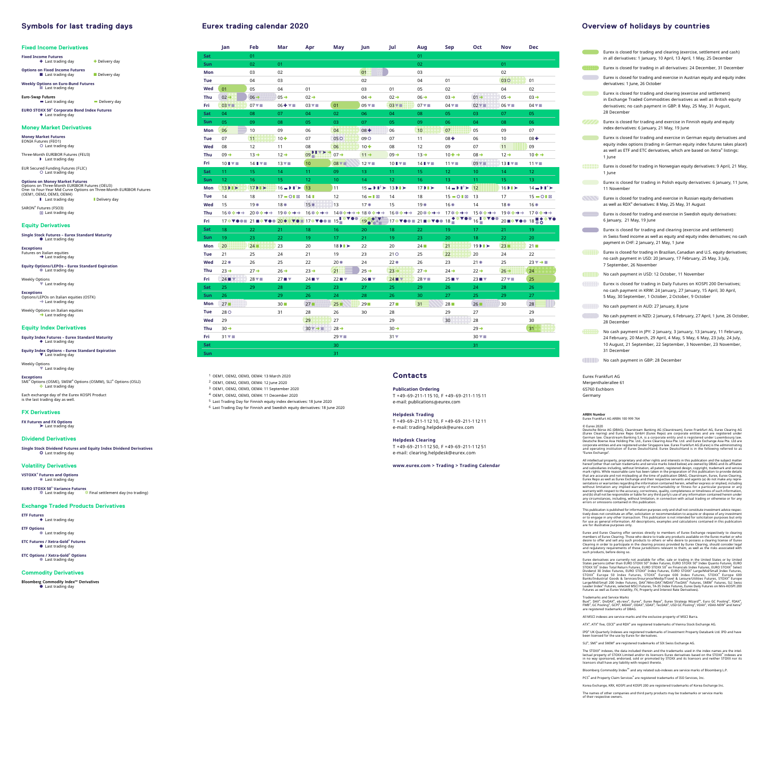## Symbols for last trading days

### Fixed Income Derivatives

**Fixed Income Futures**
✚ Last trading day ✚ Delivery day

**Options on Fixed Income Futures**
■ Last trading day ■ Delivery day

**Weekly Options on Euro-Bund Futures**
■ Last trading day

**Euro-Swap Futures**
▬ Last trading day ▬ Delivery day

**EURO STOXX 50® Corporate Bond Index Futures**
◆ Last trading day

### Money Market Derivatives

**Money Market Futures**
EONIA Futures (FEO1)
○ Last trading day

Three-Month EURIBOR Futures (FEU3)
◗ Last trading day

EUR Secured Funding Futures (FLIC)
○ Last trading day

**Options on Money Market Futures**
Options on Three-Month EURIBOR Futures (OEU3)
One- to Four-Year Mid Curve Options on Three-Month EURIBOR Futures (OEM1, OEM2, OEM3, OEM4)
▮ Last trading day ▮ Delivery day

SARON® Futures (FSO3)
⊠ Last trading day

### Equity Derivatives

**Single Stock Futures – Eurex Standard Maturity**
● Last trading day

**Exceptions**
Futures on Italian equities
→ Last trading day

**Equity Options/LEPOs – Eurex Standard Expiration**
● Last trading day

Weekly Options
▼ Last trading day

**Exceptions**
Options/LEPOs on Italian equities (OSTK)
→ Last trading day

Weekly Options on Italian equities
→ Last trading day

### Equity Index Derivatives

**Equity Index Futures – Eurex Standard Maturity**
◆ Last trading day

**Equity Index Options – Eurex Standard Expiration**
▼ Last trading day

Weekly Options
▼ Last trading day

**Exceptions**
SMI® Options (OSMI), SMIM® Options (OSMM), SLI® Options (OSLI)
✣ Last trading day

Each exchange day of the Eurex KOSPI Product is the last trading day as well.

### FX Derivatives

**FX Futures and FX Options**
➤ Last trading day

### Dividend Derivatives

**Single Stock Dividend Futures and Equity Index Dividend Derivatives**
✪ Last trading day

### Volatility Derivatives

**VSTOXX® Futures and Options**
✱ Last trading day

**EURO STOXX 50® Variance Futures**
✲ Last trading day ✲ Final settlement day (no trading)

### Exchange Traded Products Derivatives

**ETF Futures**
◆ Last trading day

**ETF Options**
● Last trading day

**ETC Futures / Xetra-Gold® Futures**
● Last trading day

**ETC Options / Xetra-Gold® Options**
● Last trading day

### Commodity Derivatives

**Bloomberg Commodity Index℠ Derivatives**
● Last trading day

## Eurex trading calendar 2020

| | Jan | Feb | Mar | Apr | May | Jun | Jul | Aug | Sep | Oct | Nov | Dec |
|---|---|---|---|---|---|---|---|---|---|---|---|---|
| Sat | | 01 | | | | | | 01 | | | | |
| Sun | | 02 | 01 | | | | | 02 | | | 01 | |
| Mon | | 03 | 02 | | | 01 | | 03 | | | 02 | |
| Tue | | 04 | 03 | | | 02 | | 04 | 01 | | 03 ○ | 01 |
| Wed | 01 | 05 | 04 | 01 | | 03 | 01 | 05 | 02 | | 04 | 02 |
| Thu | 02 → | 06 → | 05 → | 02 → | | 04 → | 02 → | 06 → | 03 → | 01 → | 05 → | 03 → |
| Fri | 03 ▼■ | 07 ▼■ | 06 ✚ ▼■ | 03 ▼■ | 01 | 05 ▼■ | 03 ▼■ | 07 ▼■ | 04 ▼■ | 02 ▼■ | 06 ▼■ | 04 ▼■ |
| Sat | 04 | 08 | 07 | 04 | 02 | 06 | 04 | 08 | 05 | 03 | 07 | 05 |
| Sun | 05 | 09 | 08 | 05 | 03 | 07 | 05 | 09 | 06 | 04 | 08 | 06 |
| Mon | 06 | 10 | 09 | 06 | 04 | 08 ✚ | 06 | 10 | 07 | 05 | 09 | 07 |
| Tue | 07 | 11 | 10 ✚ | 07 | 05 ○ | 09 ○ | 07 | 11 | 08 ✚ | 06 | 10 | 08 ✚ |
| Wed | 08 | 12 | 11 | 08 | 06 | 10 ✚ | 08 | 12 | 09 | 07 | 11 | 09 |
| Thu | 09 → | 13 → | 12 → | 09 ▮▮▼➤→ | 07 → | 11 → | 09 → | 13 → | 10 ✚ → | 08 → | 12 → | 10 ✚ → |
| Fri | 10 ▮▼■ | 14 ▮▼■ | 13 ▼■ | 10 | 08 ▼■ | 12 ▼⊠ | 10 ▮▼■ | 14 ▮▼■ | 11 ▼■ | 09 ▼■ | 13 ▮▼■ | 11 ▼■ |
| Sat | 11 | 15 | 14 | 11 | 09 | 13 | 11 | 15 | 12 | 10 | 14 | 12 |
| Sun | 12 | 16 | 15 | 12 | 10 | 14 | 12 | 16 | 13 | 11 | 15 | 13 |
| Mon | 13 ◗▮➤ | 17 ◗▮➤ | 16 ▬◗▮[1]➤ | 13 | 11 | 15 ▬◗▮[2]➤ | 13 ◗▮➤ | 17 ◗▮➤ | 14 ▬◗▮[3]➤ | 12 | 16 ◗▮➤ | 14 ▬◗▮[4]➤ |
| Tue | 14 | 18 | 17 ▬○▮⊠ | 14 ▮ | 12 | 16 ▬▮⊠ | 14 | 18 | 15 ▬○▮⊠ | 13 | 17 | 15 ▬○▮⊠ |
| Wed | 15 | 19 ✱ | 18 ✱ | 15 ✱ | 13 | 17 ✱ | 15 | 19 ✱ | 16 ✱ | 14 | 18 ✱ | 16 ✱ |
| Thu | 16 ✲✣→→ | 20 ✲✣→→ | 19 ✲✣→→ | 16 ✲✣→→ | 14 ✲✣→→→ | 18 ✲✣→→ | 16 ✲✣→→ | 20 ✲✣→→ | 17 ✲✣→→ | 15 ✲✣→→ | 19 ✲✣→→ | 17 ✲✣→→ |
| Fri | 17 ✲▼●● | 21 ■✲▼●● | 20 ◆✲▼●■ | 17 ✲▼●● | 15 ▮✲▼●● | 19 ●◆✲▼[5] | 17 ✲▼●● | 21 ■✲▼●● | 18 ◆✲▼●● | 16 ▮✲▼●● | 20 ■✲▼●● | 18 ■◆✲▼● ✪ |
| Sat | 18 | 22 | 21 | 18 | 16 | 20 | 18 | 22 | 19 | 17 | 21 | 19 |
| Sun | 19 | 23 | 22 | 19 | 17 | 21 | 19 | 23 | 20 | 18 | 22 | 20 |
| Mon | 20 | 24 ■ | 23 | 20 | 18 ◗▮➤ | 22 | 20 | 24 ■ | 21 | 19 ◗▮➤ | 23 ■ | 21 ■ |
| Tue | 21 | 25 | 24 | 21 | 19 | 23 | 21 ○ | 25 | 22 | 20 | 24 | 22 |
| Wed | 22 ✱ | 26 | 25 | 22 | 20 ✱ | 24 | 22 ✱ | 26 | 23 | 21 ✱ | 25 | 23 ▼→■ |
| Thu | 23 → | 27 → | 26 → | 23 → | 21 | 25 → | 23 → | 27 → | 24 → | 22 → | 26 → | 24 |
| Fri | 24 ■▼ | 28 ▼■ | 27 ■▼ | 24 ■▼ | 22 ■▼ | 26 ■▼ | 24 ■▼ | 28 ▼■ | 25 ■▼ | 23 ■▼ | 27 ▼■ | 25 |
| Sat | 25 | 29 | 28 | 25 | 23 | 27 | 25 | 29 | 26 | 24 | 28 | 26 |
| Sun | 26 | | 29 | 26 | 24 | 28 | 26 | 30 | 27 | 25 | 29 | 27 |
| Mon | 27 ■ | | 30 ■ | 27 ■ | 25 ■ | 29 ■ | 27 ■ | 31 | 28 ■ | 26 ■ | 30 | 28 |
| Tue | 28 ○ | | 31 | 28 | 26 | 30 | 28 | | 29 | 27 | | 29 |
| Wed | 29 | | | 29 | 27 | | 29 | | 30 | 28 | | 30 |
| Thu | 30 → | | | 30 ▼→■ | 28 → | | 30 → | | | 29 → | | 31 |
| Fri | 31 ▼■ | | | | 29 ▼■ | | 31 ▼ | | | 30 ▼■ | | |
| Sat | | | | | 30 | | | | | 31 | | |
| Sun | | | | | 31 | | | | | | | |

[1] OEM1, OEM2, OEM3, OEM4: 13 March 2020
[2] OEM1, OEM2, OEM3, OEM4: 12 June 2020
[3] OEM1, OEM2, OEM3, OEM4: 11 September 2020
[4] OEM1, OEM2, OEM3, OEM4: 11 December 2020
[5] Last Trading Day for Finnish equity index derivatives: 18 June 2020
[6] Last Trading Day for Finnish and Swedish equity derivatives: 18 June 2020

## Overview of holidays by countries

- Eurex is closed for trading and clearing (exercise, settlement and cash) in all derivatives: 1 January, 10 April, 13 April, 1 May, 25 December
- Eurex is closed for trading in all derivatives: 24 December, 31 December
- Eurex is closed for trading and exercise in Austrian equity and equity index derivatives: 1 June, 26 October
- Eurex is closed for trading and clearing (exercise and settlement) in Exchange Traded Commodities derivatives as well as British equity derivatives; no cash payment in GBP: 8 May, 25 May, 31 August, 28 December
- Eurex is closed for trading and exercise in Finnish equity and equity index derivatives: 6 January, 21 May, 19 June
- Eurex is closed for trading and exercise in German equity derivatives and equity index options (trading in German equity index futures takes place!) as well as ETF and ETC derivatives, which are based on Xetra® listings: 1 June
- Eurex is closed for trading in Norwegian equity derivatives: 9 April, 21 May, 1 June
- Eurex is closed for trading in Polish equity derivatives: 6 January, 11 June, 11 November
- Eurex is closed for trading and exercise in Russian equity derivatives as well as RDX® derivatives: 8 May, 25 May, 31 August
- Eurex is closed for trading and exercise in Swedish equity derivatives: 6 January, 21 May, 19 June
- Eurex is closed for trading and clearing (exercise and settlement) in Swiss fixed income as well as equity and equity index derivatives; no cash payment in CHF: 2 January, 21 May, 1 June
- Eurex is closed for trading in Brazilian, Canadian and U.S. equity derivatives; no cash payment in USD: 20 January, 17 February, 25 May, 3 July, 7 September, 26 November
- No cash payment in USD: 12 October, 11 November
- Eurex is closed for trading in Daily Futures on KOSPI 200 Derivatives; no cash payment in KRW: 24 January, 27 January, 15 April, 30 April, 5 May, 30 September, 1 October, 2 October, 9 October
- No cash payment in AUD: 27 January, 8 June
- No cash payment in NZD: 2 January, 6 February, 27 April, 1 June, 26 October, 28 December
- No cash payment in JPY: 2 January, 3 January, 13 January, 11 February, 24 February, 20 March, 29 April, 4 May, 5 May, 6 May, 23 July, 24 July, 10 August, 21 September, 22 September, 3 November, 23 November, 31 December
- No cash payment in GBP: 28 December

Eurex Frankfurt AG
Mergenthalerallee 61
65760 Eschborn
Germany

**ARBN Number**
Eurex Frankfurt AG ARBN 100 999 764

© Eurex 2020
Deutsche Börse AG (DBAG), Clearstream Banking AG (Clearstream), Eurex Frankfurt AG, Eurex Clearing AG (Eurex Clearing) and Eurex Repo GmbH (Eurex Repo) are corporate entities and are registered under German law. Clearstream Banking S.A. is a corporate entity and is registered under Luxembourg law. Deutsche Boerse Asia Holding Pte. Ltd., Eurex Clearing Asia Pte. Ltd. and Eurex Exchange Asia Pte. Ltd are corporate entities and are registered under Singapore law. Eurex Frankfurt AG (Eurex) is the administrating and operating institution of Eurex Deutschland. Eurex Deutschland is in the following referred to as "Eurex Exchange".

All intellectual property, proprietary and other rights and interests in this publication and the subject matter hereof (other than certain trademarks and service marks listed below) are owned by DBAG and its affiliates and subsidiaries including, without limitation, all patent, registered design, copyright, trademark and service mark rights. While reasonable care has been taken in the preparation of this publication to provide details that are accurate and not misleading at the time of publication DBAG, Clearstream, Eurex, Eurex Clearing, Eurex Repo as well as Eurex Exchange and their respective servants and agents (a) do not make any representations or warranties regarding the information contained herein, whether express or implied, including without limitation any implied warranty of merchantability or fitness for a particular purpose or any warranty with respect to the accuracy, correctness, quality, completeness or timeliness of such information, and (b) shall not be responsible or liable for any third party's use of any information contained herein under any circumstances, including, without limitation, in connection with actual trading or otherwise or for any errors or omissions contained in this publication.

This publication is published for information purposes only and shall not constitute investment advice respectively does not constitute an offer, solicitation or recommendation to acquire or dispose of any investment or to engage in any other transaction. This publication is not intended for solicitation purposes but only for use as general information. All descriptions, examples and calculations contained in this publication are for illustrative purposes only.

Eurex and Eurex Clearing offer services directly to members of Eurex Exchange respectively to clearing members of Eurex Clearing. Those who desire to trade any products available on the Eurex market or who desire to offer and sell any such products to others or who desire to possess a clearing license of Eurex Clearing in order to participate in the clearing process provided by Eurex Clearing, should consider legal and regulatory requirements of those jurisdictions relevant to them, as well as the risks associated with such products, before doing so.

Eurex derivatives are currently not available for offer, sale or trading in the United States or by United States persons (other than EURO STOXX 50® Index Futures, EURO STOXX 50® Index Quanto Futures, EURO STOXX 50® Index Total Return Futures, EURO STOXX 50® ex Financials Index Futures, EURO STOXX® Select Dividend 30 Index Futures, EURO STOXX® Index Futures, EURO STOXX® Large/Mid/Small Index Futures, STOXX® Europe 50 Index Futures, STOXX® Europe 600 Index Futures, STOXX® Europe 600 Banks/Industrial Goods & Services/Insurance/Media/Travel & Leisure/Utilities Futures, STOXX® Europe Large/Mid/Small 200 Index Futures, DAX®/Mini-DAX®/MDAX®/TecDAX® Futures, SMIM® Futures, SLI Swiss Leader Index® Futures, selected MSCI Futures, TA-35 Index Futures, Eurex Daily Futures on Mini-KOSPI 200 Futures as well as Eurex Volatility, FX, Property and Interest Rate Derivatives).

Trademarks and Service Marks
Buxl®, DAX®, DivDAX®, eb.rexx®, Eurex®, Eurex Repo®, Eurex Strategy Wizard℠, Euro GC Pooling®, FDAX®, FWB®, GC Pooling®, GCPI®, MDAX®, ODAX®, SDAX®, TecDAX®, USD GC Pooling®, VDAX®, VDAX-NEW® and Xetra® are registered trademarks of DBAG.

All MSCI indexes are service marks and the exclusive property of MSCI Barra.

ATX®, ATX® five, CECE® and RDX® are registered trademarks of Vienna Stock Exchange AG.

IPD® UK Quarterly Indexes are registered trademarks of Investment Property Databank Ltd. IPD and have been licensed for the use by Eurex for derivatives.

SLI®, SMI® and SMIM® are registered trademarks of SIX Swiss Exchange AG.

The STOXX® indexes, the data included therein and the trademarks used in the index names are the intellectual property of STOXX Limited and/or its licensors Eurex derivatives based on the STOXX® indexes are in no way sponsored, endorsed, sold or promoted by STOXX and its licensors and neither STOXX nor its licensors shall have any liability with respect thereto.

Bloomberg Commodity Index℠ and any related sub-indexes are service marks of Bloomberg L.P.

PCS® and Property Claim Services® are registered trademarks of ISO Services, Inc.

Korea Exchange, KRX, KOSPI and KOSPI 200 are registered trademarks of Korea Exchange Inc.

The names of other companies and third party products may be trademarks or service marks of their respective owners.

## Contacts

**Publication Ordering**
T +49-69-211-1 15 10, F +49-69-211-1 15 11
e-mail: publications@eurex.com

**Helpdesk Trading**
T +49-69-211-1 12 10, F +49-69-211-1 12 11
e-mail: trading.helpdesk@eurex.com

**Helpdesk Clearing**
T +49-69-211-1 12 50, F +49-69-211-1 12 51
e-mail: clearing.helpdesk@eurex.com

**www.eurex.com > Trading > Trading Calendar**